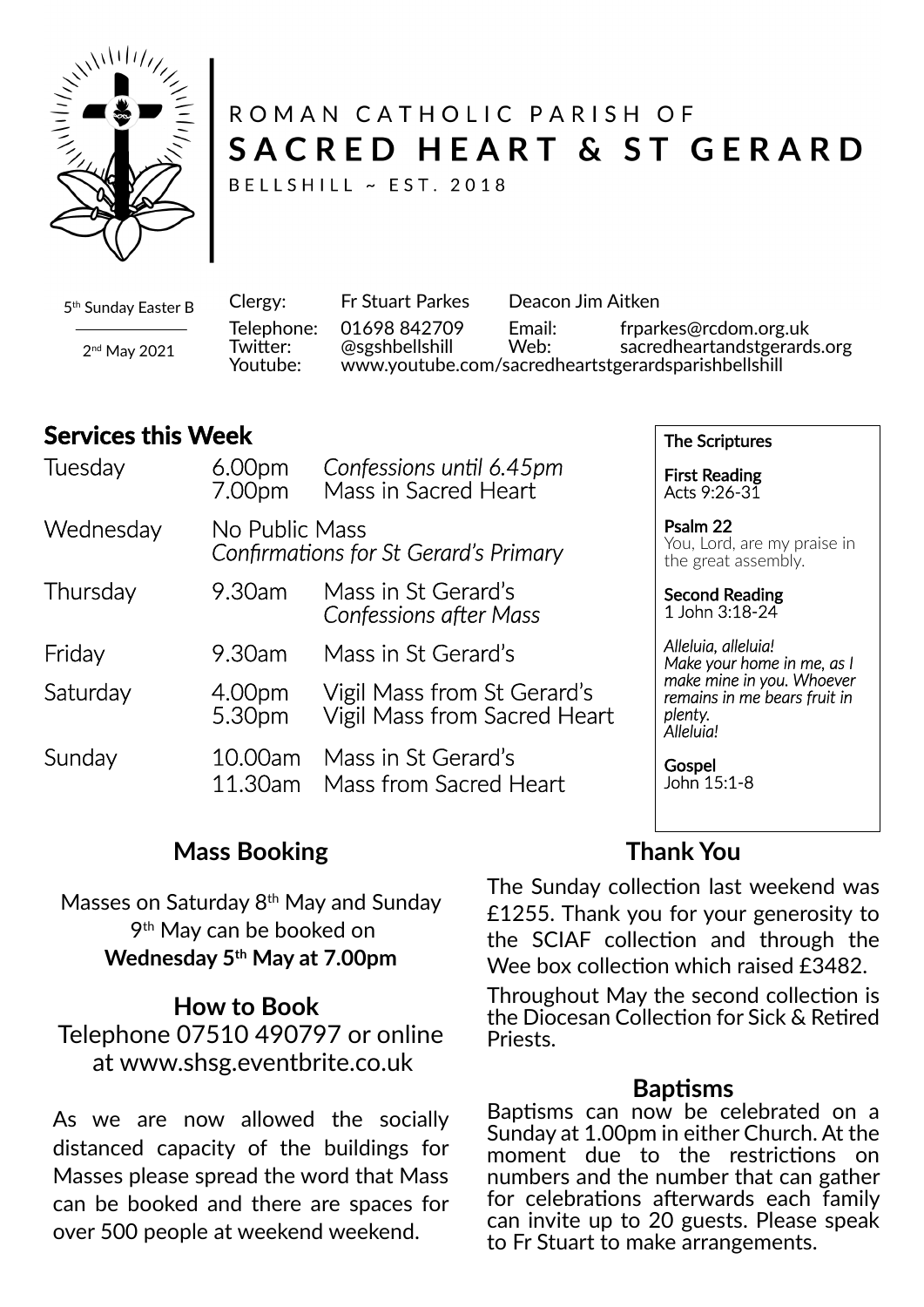ROMAN CATHOLIC PARISH OF

# SACRED HEART & ST GERARD

BELLSHILL ~ EST. 2018

5th Sunday Easter B

2nd May 2021

| | | | |
|---|---|---|---|
| Clergy: | Fr Stuart Parkes | Deacon Jim Aitken | |
| Telephone: | 01698 842709 | Email: | frparkes@rcdom.org.uk |
| Twitter: | @sgshbellshill | Web: | sacredheartandstgerards.org |
| Youtube: | www.youtube.com/sacredheartstgerardsparishbellshill | | |

## Services this Week

| | | |
|---|---|---|
| Tuesday | 6.00pm | *Confessions until 6.45pm* |
| | 7.00pm | Mass in Sacred Heart |
| Wednesday | No Public Mass | |
| | *Confirmations for St Gerard's Primary* | |
| Thursday | 9.30am | Mass in St Gerard's |
| | | *Confessions after Mass* |
| Friday | 9.30am | Mass in St Gerard's |
| Saturday | 4.00pm | Vigil Mass from St Gerard's |
| | 5.30pm | Vigil Mass from Sacred Heart |
| Sunday | 10.00am | Mass in St Gerard's |
| | 11.30am | Mass from Sacred Heart |

**The Scriptures**

**First Reading**
Acts 9:26-31

**Psalm 22**
You, Lord, are my praise in the great assembly.

**Second Reading**
1 John 3:18-24

*Alleluia, alleluia!*
*Make your home in me, as I make mine in you. Whoever remains in me bears fruit in plenty.*
*Alleluia!*

**Gospel**
John 15:1-8

## Mass Booking

Masses on Saturday 8th May and Sunday 9th May can be booked on **Wednesday 5th May at 7.00pm**

## How to Book

Telephone 07510 490797 or online at www.shsg.eventbrite.co.uk

As we are now allowed the socially distanced capacity of the buildings for Masses please spread the word that Mass can be booked and there are spaces for over 500 people at weekend weekend.

## Thank You

The Sunday collection last weekend was £1255. Thank you for your generosity to the SCIAF collection and through the Wee box collection which raised £3482.

Throughout May the second collection is the Diocesan Collection for Sick & Retired Priests.

## Baptisms

Baptisms can now be celebrated on a Sunday at 1.00pm in either Church. At the moment due to the restrictions on numbers and the number that can gather for celebrations afterwards each family can invite up to 20 guests. Please speak to Fr Stuart to make arrangements.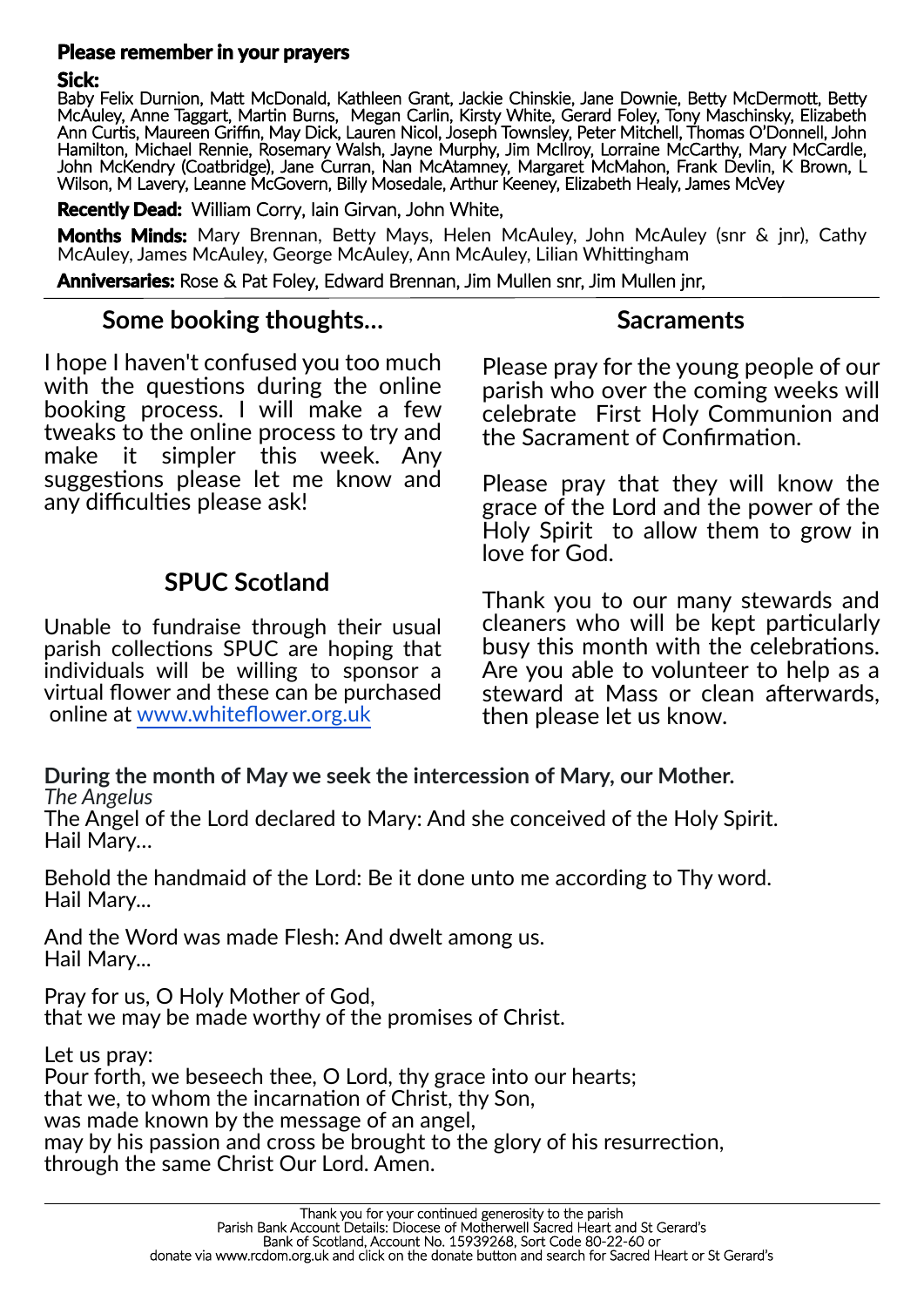**Please remember in your prayers**

**Sick:**
Baby Felix Durnion, Matt McDonald, Kathleen Grant, Jackie Chinskie, Jane Downie, Betty McDermott, Betty McAuley, Anne Taggart, Martin Burns, Megan Carlin, Kirsty White, Gerard Foley, Tony Maschinsky, Elizabeth Ann Curtis, Maureen Griffin, May Dick, Lauren Nicol, Joseph Townsley, Peter Mitchell, Thomas O'Donnell, John Hamilton, Michael Rennie, Rosemary Walsh, Jayne Murphy, Jim McIlroy, Lorraine McCarthy, Mary McCardle, John McKendry (Coatbridge), Jane Curran, Nan McAtamney, Margaret McMahon, Frank Devlin, K Brown, L Wilson, M Lavery, Leanne McGovern, Billy Mosedale, Arthur Keeney, Elizabeth Healy, James McVey

**Recently Dead:** William Corry, Iain Girvan, John White,

**Months Minds:** Mary Brennan, Betty Mays, Helen McAuley, John McAuley (snr & jnr), Cathy McAuley, James McAuley, George McAuley, Ann McAuley, Lilian Whittingham

**Anniversaries:** Rose & Pat Foley, Edward Brennan, Jim Mullen snr, Jim Mullen jnr,

## Some booking thoughts...

I hope I haven't confused you too much with the questions during the online booking process. I will make a few tweaks to the online process to try and make it simpler this week. Any suggestions please let me know and any difficulties please ask!

## SPUC Scotland

Unable to fundraise through their usual parish collections SPUC are hoping that individuals will be willing to sponsor a virtual flower and these can be purchased online at www.whiteflower.org.uk

## Sacraments

Please pray for the young people of our parish who over the coming weeks will celebrate First Holy Communion and the Sacrament of Confirmation.

Please pray that they will know the grace of the Lord and the power of the Holy Spirit to allow them to grow in love for God.

Thank you to our many stewards and cleaners who will be kept particularly busy this month with the celebrations. Are you able to volunteer to help as a steward at Mass or clean afterwards, then please let us know.

**During the month of May we seek the intercession of Mary, our Mother.**

*The Angelus*

The Angel of the Lord declared to Mary: And she conceived of the Holy Spirit.
Hail Mary...

Behold the handmaid of the Lord: Be it done unto me according to Thy word.
Hail Mary...

And the Word was made Flesh: And dwelt among us.
Hail Mary...

Pray for us, O Holy Mother of God,
that we may be made worthy of the promises of Christ.

Let us pray:
Pour forth, we beseech thee, O Lord, thy grace into our hearts;
that we, to whom the incarnation of Christ, thy Son,
was made known by the message of an angel,
may by his passion and cross be brought to the glory of his resurrection,
through the same Christ Our Lord. Amen.

Thank you for your continued generosity to the parish
Parish Bank Account Details: Diocese of Motherwell Sacred Heart and St Gerard's
Bank of Scotland, Account No. 15939268, Sort Code 80-22-60 or
donate via www.rcdom.org.uk and click on the donate button and search for Sacred Heart or St Gerard's